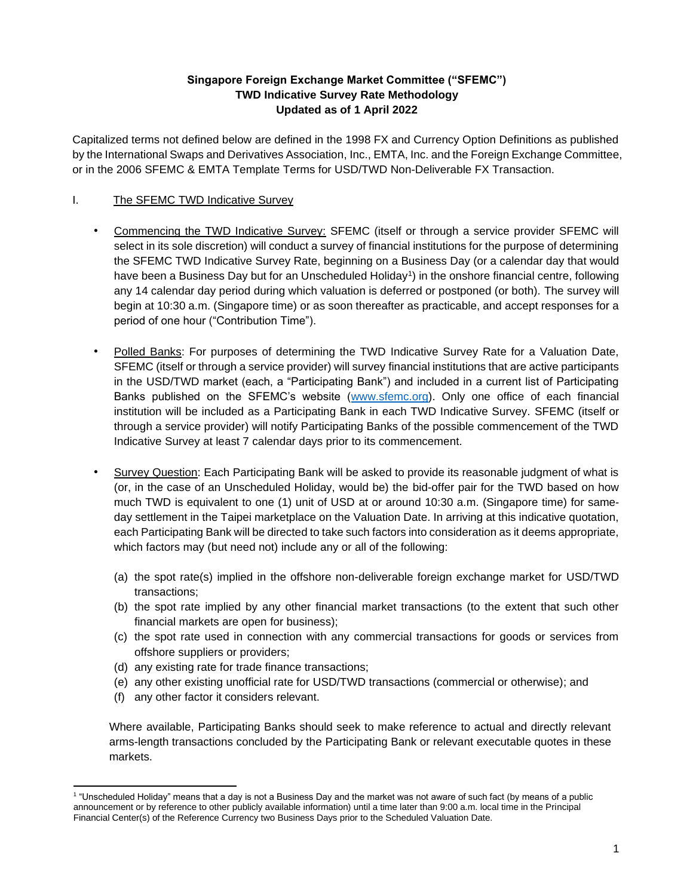**Singapore Foreign Exchange Market Committee ("SFEMC")**
**TWD Indicative Survey Rate Methodology**
**Updated as of 1 April 2022**

Capitalized terms not defined below are defined in the 1998 FX and Currency Option Definitions as published by the International Swaps and Derivatives Association, Inc., EMTA, Inc. and the Foreign Exchange Committee, or in the 2006 SFEMC & EMTA Template Terms for USD/TWD Non-Deliverable FX Transaction.

## I. The SFEMC TWD Indicative Survey

- Commencing the TWD Indicative Survey: SFEMC (itself or through a service provider SFEMC will select in its sole discretion) will conduct a survey of financial institutions for the purpose of determining the SFEMC TWD Indicative Survey Rate, beginning on a Business Day (or a calendar day that would have been a Business Day but for an Unscheduled Holiday[1]) in the onshore financial centre, following any 14 calendar day period during which valuation is deferred or postponed (or both). The survey will begin at 10:30 a.m. (Singapore time) or as soon thereafter as practicable, and accept responses for a period of one hour ("Contribution Time").

- Polled Banks: For purposes of determining the TWD Indicative Survey Rate for a Valuation Date, SFEMC (itself or through a service provider) will survey financial institutions that are active participants in the USD/TWD market (each, a "Participating Bank") and included in a current list of Participating Banks published on the SFEMC's website (www.sfemc.org). Only one office of each financial institution will be included as a Participating Bank in each TWD Indicative Survey. SFEMC (itself or through a service provider) will notify Participating Banks of the possible commencement of the TWD Indicative Survey at least 7 calendar days prior to its commencement.

- Survey Question: Each Participating Bank will be asked to provide its reasonable judgment of what is (or, in the case of an Unscheduled Holiday, would be) the bid-offer pair for the TWD based on how much TWD is equivalent to one (1) unit of USD at or around 10:30 a.m. (Singapore time) for same-day settlement in the Taipei marketplace on the Valuation Date. In arriving at this indicative quotation, each Participating Bank will be directed to take such factors into consideration as it deems appropriate, which factors may (but need not) include any or all of the following:

  (a) the spot rate(s) implied in the offshore non-deliverable foreign exchange market for USD/TWD transactions;
  (b) the spot rate implied by any other financial market transactions (to the extent that such other financial markets are open for business);
  (c) the spot rate used in connection with any commercial transactions for goods or services from offshore suppliers or providers;
  (d) any existing rate for trade finance transactions;
  (e) any other existing unofficial rate for USD/TWD transactions (commercial or otherwise); and
  (f) any other factor it considers relevant.

  Where available, Participating Banks should seek to make reference to actual and directly relevant arms-length transactions concluded by the Participating Bank or relevant executable quotes in these markets.

[1] "Unscheduled Holiday" means that a day is not a Business Day and the market was not aware of such fact (by means of a public announcement or by reference to other publicly available information) until a time later than 9:00 a.m. local time in the Principal Financial Center(s) of the Reference Currency two Business Days prior to the Scheduled Valuation Date.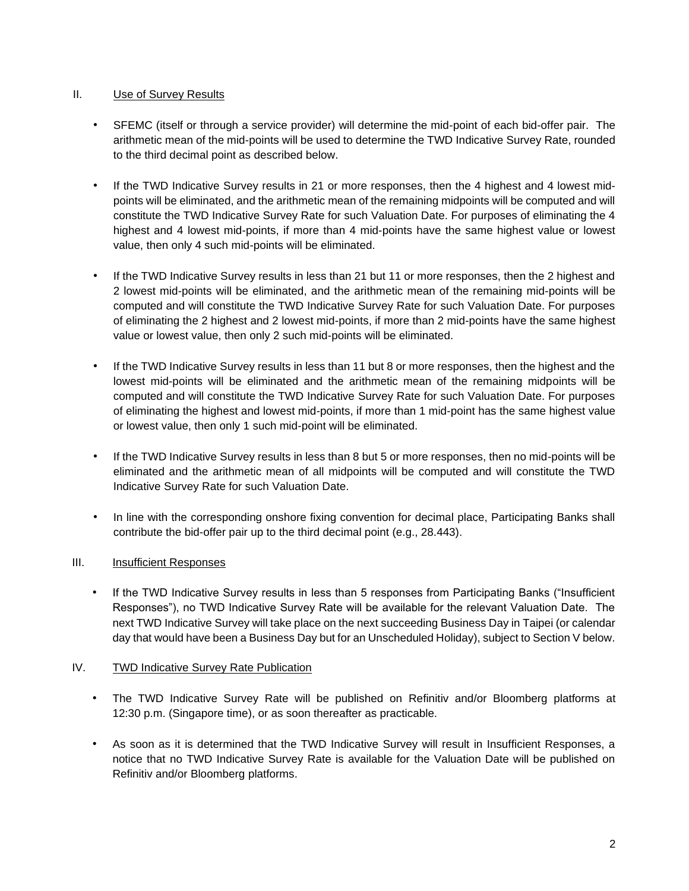## II. Use of Survey Results

- SFEMC (itself or through a service provider) will determine the mid-point of each bid-offer pair. The arithmetic mean of the mid-points will be used to determine the TWD Indicative Survey Rate, rounded to the third decimal point as described below.

- If the TWD Indicative Survey results in 21 or more responses, then the 4 highest and 4 lowest mid-points will be eliminated, and the arithmetic mean of the remaining midpoints will be computed and will constitute the TWD Indicative Survey Rate for such Valuation Date. For purposes of eliminating the 4 highest and 4 lowest mid-points, if more than 4 mid-points have the same highest value or lowest value, then only 4 such mid-points will be eliminated.

- If the TWD Indicative Survey results in less than 21 but 11 or more responses, then the 2 highest and 2 lowest mid-points will be eliminated, and the arithmetic mean of the remaining mid-points will be computed and will constitute the TWD Indicative Survey Rate for such Valuation Date. For purposes of eliminating the 2 highest and 2 lowest mid-points, if more than 2 mid-points have the same highest value or lowest value, then only 2 such mid-points will be eliminated.

- If the TWD Indicative Survey results in less than 11 but 8 or more responses, then the highest and the lowest mid-points will be eliminated and the arithmetic mean of the remaining midpoints will be computed and will constitute the TWD Indicative Survey Rate for such Valuation Date. For purposes of eliminating the highest and lowest mid-points, if more than 1 mid-point has the same highest value or lowest value, then only 1 such mid-point will be eliminated.

- If the TWD Indicative Survey results in less than 8 but 5 or more responses, then no mid-points will be eliminated and the arithmetic mean of all midpoints will be computed and will constitute the TWD Indicative Survey Rate for such Valuation Date.

- In line with the corresponding onshore fixing convention for decimal place, Participating Banks shall contribute the bid-offer pair up to the third decimal point (e.g., 28.443).

## III. Insufficient Responses

- If the TWD Indicative Survey results in less than 5 responses from Participating Banks ("Insufficient Responses"), no TWD Indicative Survey Rate will be available for the relevant Valuation Date. The next TWD Indicative Survey will take place on the next succeeding Business Day in Taipei (or calendar day that would have been a Business Day but for an Unscheduled Holiday), subject to Section V below.

## IV. TWD Indicative Survey Rate Publication

- The TWD Indicative Survey Rate will be published on Refinitiv and/or Bloomberg platforms at 12:30 p.m. (Singapore time), or as soon thereafter as practicable.

- As soon as it is determined that the TWD Indicative Survey will result in Insufficient Responses, a notice that no TWD Indicative Survey Rate is available for the Valuation Date will be published on Refinitiv and/or Bloomberg platforms.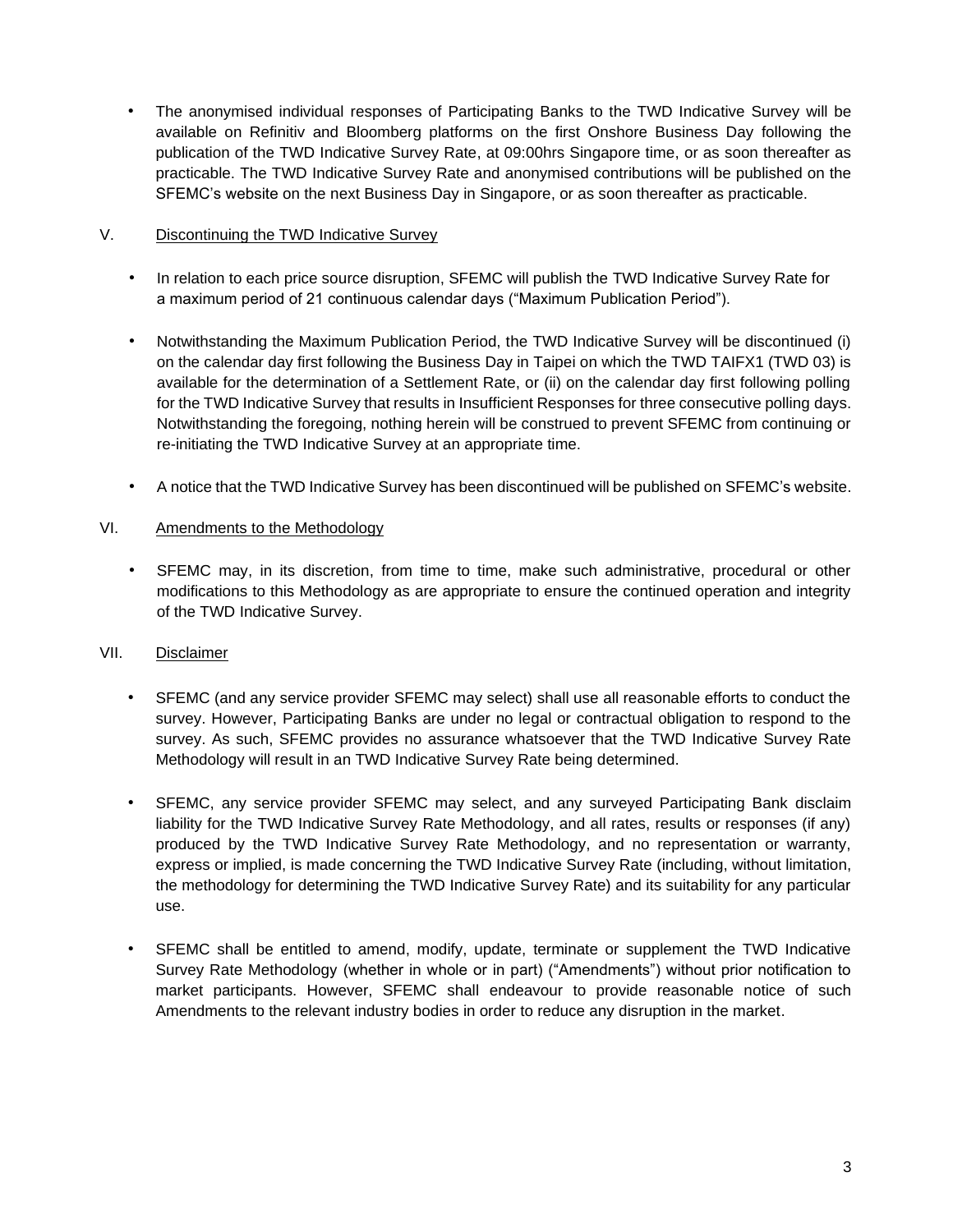- The anonymised individual responses of Participating Banks to the TWD Indicative Survey will be available on Refinitiv and Bloomberg platforms on the first Onshore Business Day following the publication of the TWD Indicative Survey Rate, at 09:00hrs Singapore time, or as soon thereafter as practicable. The TWD Indicative Survey Rate and anonymised contributions will be published on the SFEMC's website on the next Business Day in Singapore, or as soon thereafter as practicable.

## V. Discontinuing the TWD Indicative Survey

- In relation to each price source disruption, SFEMC will publish the TWD Indicative Survey Rate for a maximum period of 21 continuous calendar days ("Maximum Publication Period").

- Notwithstanding the Maximum Publication Period, the TWD Indicative Survey will be discontinued (i) on the calendar day first following the Business Day in Taipei on which the TWD TAIFX1 (TWD 03) is available for the determination of a Settlement Rate, or (ii) on the calendar day first following polling for the TWD Indicative Survey that results in Insufficient Responses for three consecutive polling days. Notwithstanding the foregoing, nothing herein will be construed to prevent SFEMC from continuing or re-initiating the TWD Indicative Survey at an appropriate time.

- A notice that the TWD Indicative Survey has been discontinued will be published on SFEMC's website.

## VI. Amendments to the Methodology

- SFEMC may, in its discretion, from time to time, make such administrative, procedural or other modifications to this Methodology as are appropriate to ensure the continued operation and integrity of the TWD Indicative Survey.

## VII. Disclaimer

- SFEMC (and any service provider SFEMC may select) shall use all reasonable efforts to conduct the survey. However, Participating Banks are under no legal or contractual obligation to respond to the survey. As such, SFEMC provides no assurance whatsoever that the TWD Indicative Survey Rate Methodology will result in an TWD Indicative Survey Rate being determined.

- SFEMC, any service provider SFEMC may select, and any surveyed Participating Bank disclaim liability for the TWD Indicative Survey Rate Methodology, and all rates, results or responses (if any) produced by the TWD Indicative Survey Rate Methodology, and no representation or warranty, express or implied, is made concerning the TWD Indicative Survey Rate (including, without limitation, the methodology for determining the TWD Indicative Survey Rate) and its suitability for any particular use.

- SFEMC shall be entitled to amend, modify, update, terminate or supplement the TWD Indicative Survey Rate Methodology (whether in whole or in part) ("Amendments") without prior notification to market participants. However, SFEMC shall endeavour to provide reasonable notice of such Amendments to the relevant industry bodies in order to reduce any disruption in the market.